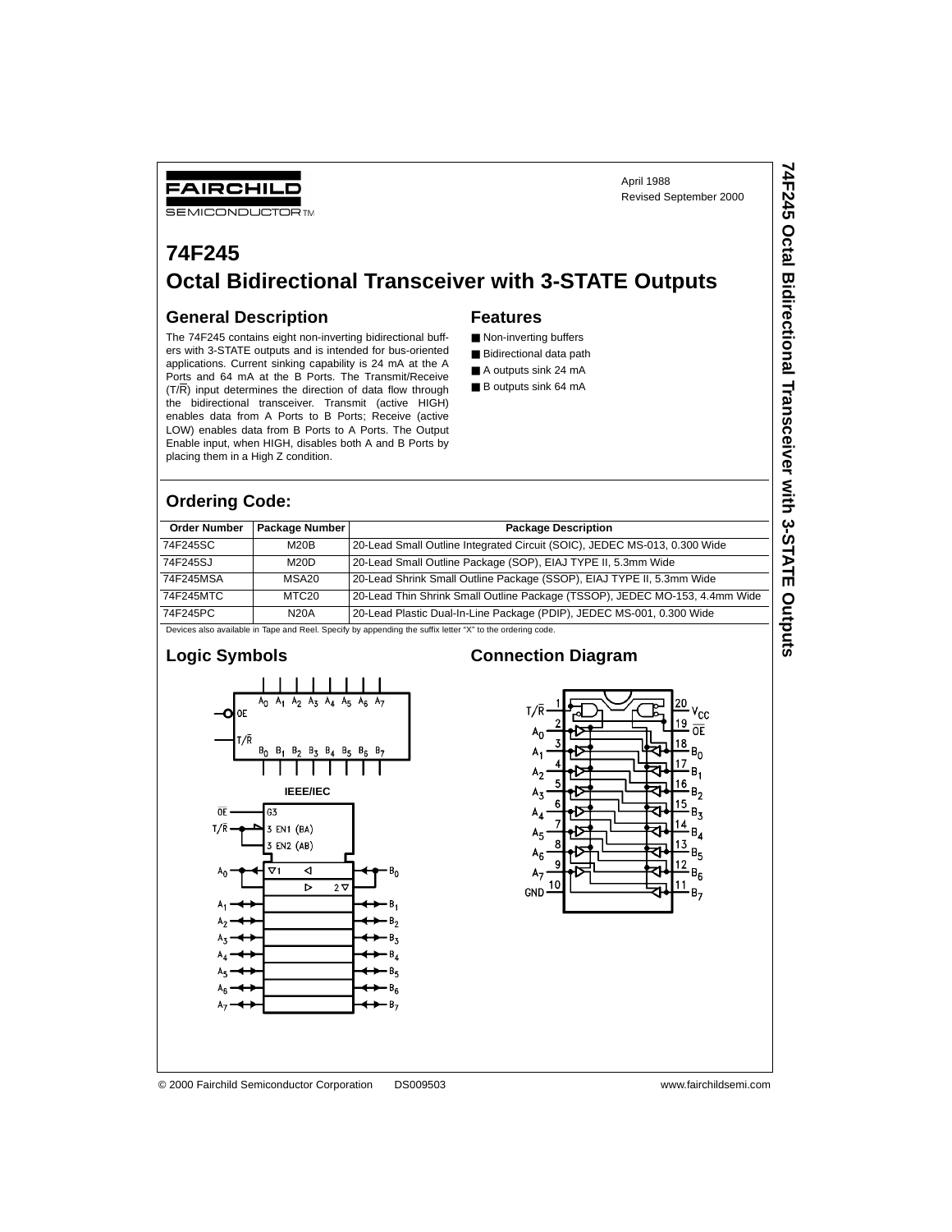FAIRCHILD SEMICONDUCTOR™

April 1988
Revised September 2000

# 74F245
# Octal Bidirectional Transceiver with 3-STATE Outputs

## General Description

The 74F245 contains eight non-inverting bidirectional buffers with 3-STATE outputs and is intended for bus-oriented applications. Current sinking capability is 24 mA at the A Ports and 64 mA at the B Ports. The Transmit/Receive (T/$\overline{R}$) input determines the direction of data flow through the bidirectional transceiver. Transmit (active HIGH) enables data from A Ports to B Ports; Receive (active LOW) enables data from B Ports to A Ports. The Output Enable input, when HIGH, disables both A and B Ports by placing them in a High Z condition.

## Features

- Non-inverting buffers
- Bidirectional data path
- A outputs sink 24 mA
- B outputs sink 64 mA

## Ordering Code:

| Order Number | Package Number | Package Description |
|---|---|---|
| 74F245SC | M20B | 20-Lead Small Outline Integrated Circuit (SOIC), JEDEC MS-013, 0.300 Wide |
| 74F245SJ | M20D | 20-Lead Small Outline Package (SOP), EIAJ TYPE II, 5.3mm Wide |
| 74F245MSA | MSA20 | 20-Lead Shrink Small Outline Package (SSOP), EIAJ TYPE II, 5.3mm Wide |
| 74F245MTC | MTC20 | 20-Lead Thin Shrink Small Outline Package (TSSOP), JEDEC MO-153, 4.4mm Wide |
| 74F245PC | N20A | 20-Lead Plastic Dual-In-Line Package (PDIP), JEDEC MS-001, 0.300 Wide |

Devices also available in Tape and Reel. Specify by appending the suffix letter "X" to the ordering code.

## Logic Symbols

IEEE/IEC

## Connection Diagram

© 2000 Fairchild Semiconductor Corporation DS009503 www.fairchildsemi.com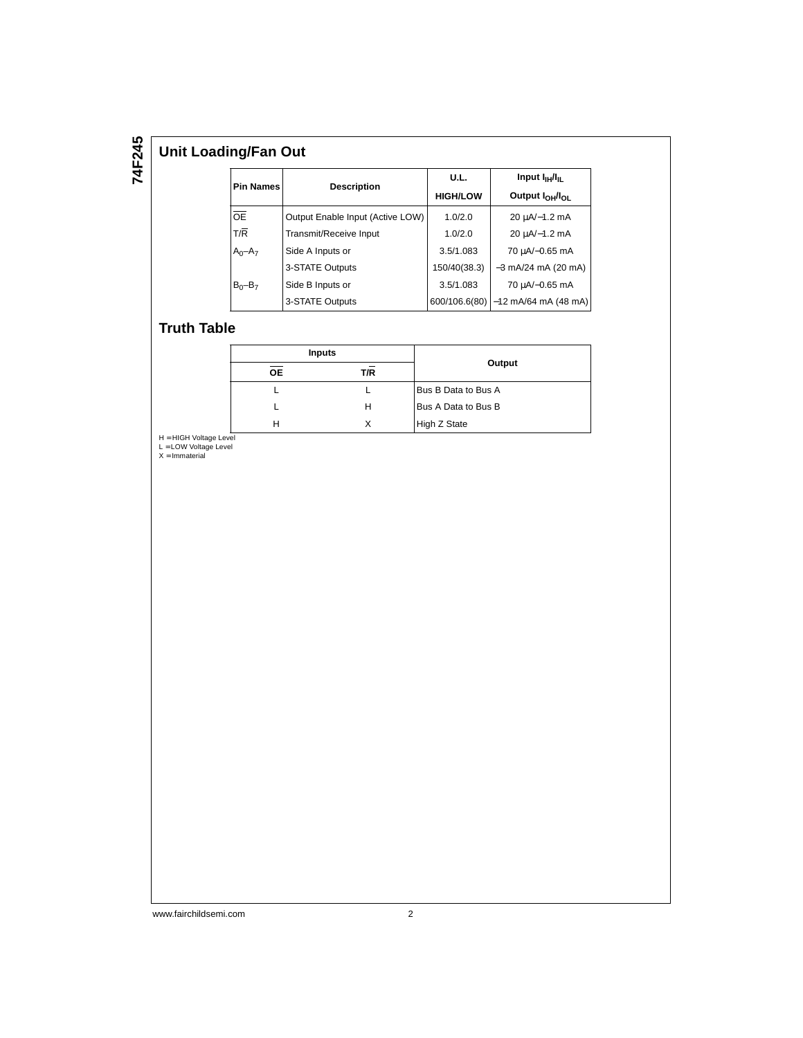## Unit Loading/Fan Out

| Pin Names | Description | U.L. HIGH/LOW | Input $I_{IH}/I_{IL}$ Output $I_{OH}/I_{OL}$ |
|---|---|---|---|
| $\overline{OE}$ | Output Enable Input (Active LOW) | 1.0/2.0 | 20 µA/−1.2 mA |
| T/$\overline{R}$ | Transmit/Receive Input | 1.0/2.0 | 20 µA/−1.2 mA |
| $A_0$–$A_7$ | Side A Inputs or | 3.5/1.083 | 70 µA/−0.65 mA |
| | 3-STATE Outputs | 150/40(38.3) | −3 mA/24 mA (20 mA) |
| $B_0$–$B_7$ | Side B Inputs or | 3.5/1.083 | 70 µA/−0.65 mA |
| | 3-STATE Outputs | 600/106.6(80) | −12 mA/64 mA (48 mA) |

## Truth Table

| Inputs | | Output |
|---|---|---|
| $\overline{OE}$ | T/$\overline{R}$ | |
| L | L | Bus B Data to Bus A |
| L | H | Bus A Data to Bus B |
| H | X | High Z State |

H = HIGH Voltage Level
L = LOW Voltage Level
X = Immaterial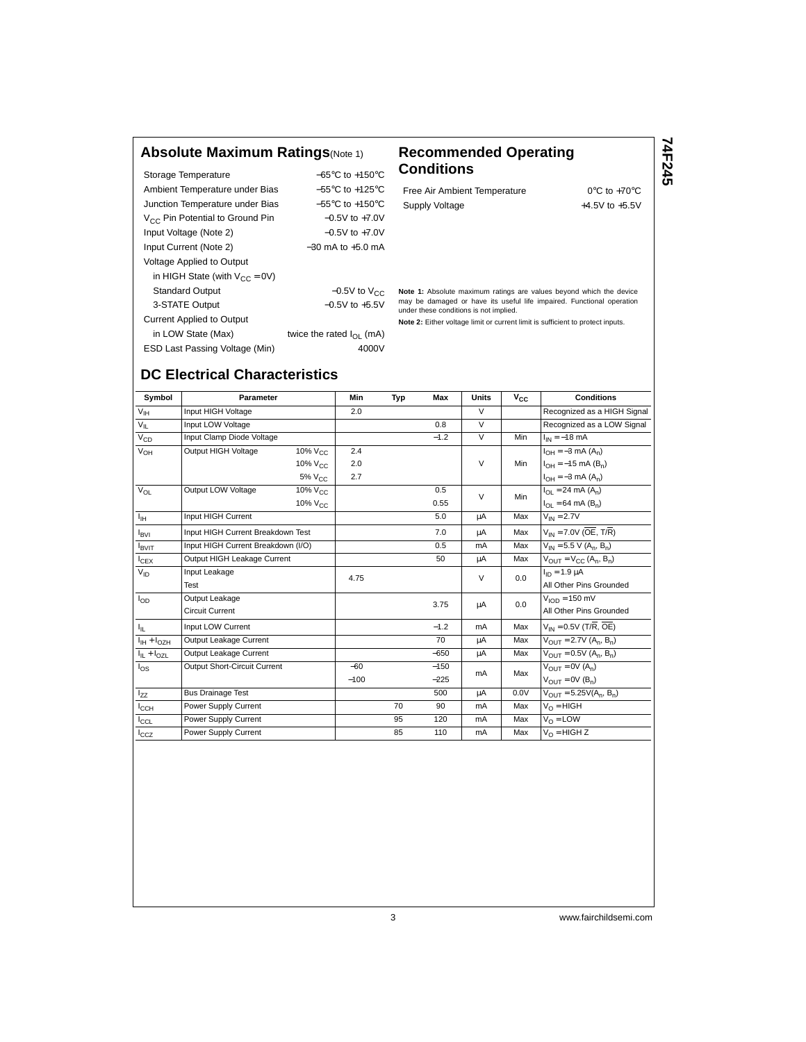## Absolute Maximum Ratings (Note 1)

| | |
|---|---|
| Storage Temperature | −65°C to +150°C |
| Ambient Temperature under Bias | −55°C to +125°C |
| Junction Temperature under Bias | −55°C to +150°C |
| $V_{CC}$ Pin Potential to Ground Pin | −0.5V to +7.0V |
| Input Voltage (Note 2) | −0.5V to +7.0V |
| Input Current (Note 2) | −30 mA to +5.0 mA |
| Voltage Applied to Output | |
| in HIGH State (with $V_{CC}$ = 0V) | |
| Standard Output | −0.5V to $V_{CC}$ |
| 3-STATE Output | −0.5V to +5.5V |
| Current Applied to Output | |
| in LOW State (Max) | twice the rated $I_{OL}$ (mA) |
| ESD Last Passing Voltage (Min) | 4000V |

## Recommended Operating Conditions

| | |
|---|---|
| Free Air Ambient Temperature | 0°C to +70°C |
| Supply Voltage | +4.5V to +5.5V |

**Note 1:** Absolute maximum ratings are values beyond which the device may be damaged or have its useful life impaired. Functional operation under these conditions is not implied.

**Note 2:** Either voltage limit or current limit is sufficient to protect inputs.

## DC Electrical Characteristics

| Symbol | Parameter | | Min | Typ | Max | Units | $V_{CC}$ | Conditions |
|---|---|---|---|---|---|---|---|---|
| $V_{IH}$ | Input HIGH Voltage | | 2.0 | | | V | | Recognized as a HIGH Signal |
| $V_{IL}$ | Input LOW Voltage | | | | 0.8 | V | | Recognized as a LOW Signal |
| $V_{CD}$ | Input Clamp Diode Voltage | | | | −1.2 | V | Min | $I_{IN}$ = −18 mA |
| $V_{OH}$ | Output HIGH Voltage | 10% $V_{CC}$ | 2.4 | | | V | Min | $I_{OH}$ = −3 mA ($A_n$) |
| | | 10% $V_{CC}$ | 2.0 | | | | | $I_{OH}$ = −15 mA ($B_n$) |
| | | 5% $V_{CC}$ | 2.7 | | | | | $I_{OH}$ = −3 mA ($A_n$) |
| $V_{OL}$ | Output LOW Voltage | 10% $V_{CC}$ | | | 0.5 | V | Min | $I_{OL}$ = 24 mA ($A_n$) |
| | | 10% $V_{CC}$ | | | 0.55 | | | $I_{OL}$ = 64 mA ($B_n$) |
| $I_{IH}$ | Input HIGH Current | | | | 5.0 | μA | Max | $V_{IN}$ = 2.7V |
| $I_{BVI}$ | Input HIGH Current Breakdown Test | | | | 7.0 | μA | Max | $V_{IN}$ = 7.0V ($\overline{OE}$, T/$\overline{R}$) |
| $I_{BVIT}$ | Input HIGH Current Breakdown (I/O) | | | | 0.5 | mA | Max | $V_{IN}$ = 5.5 V ($A_n$, $B_n$) |
| $I_{CEX}$ | Output HIGH Leakage Current | | | | 50 | μA | Max | $V_{OUT}$ = $V_{CC}$ ($A_n$, $B_n$) |
| $V_{ID}$ | Input Leakage Test | | 4.75 | | | V | 0.0 | $I_{ID}$ = 1.9 μA All Other Pins Grounded |
| $I_{OD}$ | Output Leakage Circuit Current | | | | 3.75 | μA | 0.0 | $V_{IOD}$ = 150 mV All Other Pins Grounded |
| $I_{IL}$ | Input LOW Current | | | | −1.2 | mA | Max | $V_{IN}$ = 0.5V (T/$\overline{R}$, $\overline{OE}$) |
| $I_{IH}$ + $I_{OZH}$ | Output Leakage Current | | | | 70 | μA | Max | $V_{OUT}$ = 2.7V ($A_n$, $B_n$) |
| $I_{IL}$ + $I_{OZL}$ | Output Leakage Current | | | | −650 | μA | Max | $V_{OUT}$ = 0.5V ($A_n$, $B_n$) |
| $I_{OS}$ | Output Short-Circuit Current | | −60 | | −150 | mA | Max | $V_{OUT}$ = 0V ($A_n$) |
| | | | −100 | | −225 | | | $V_{OUT}$ = 0V ($B_n$) |
| $I_{ZZ}$ | Bus Drainage Test | | | | 500 | μA | 0.0V | $V_{OUT}$ = 5.25V($A_n$, $B_n$) |
| $I_{CCH}$ | Power Supply Current | | | 70 | 90 | mA | Max | $V_O$ = HIGH |
| $I_{CCL}$ | Power Supply Current | | | 95 | 120 | mA | Max | $V_O$ = LOW |
| $I_{CCZ}$ | Power Supply Current | | | 85 | 110 | mA | Max | $V_O$ = HIGH Z |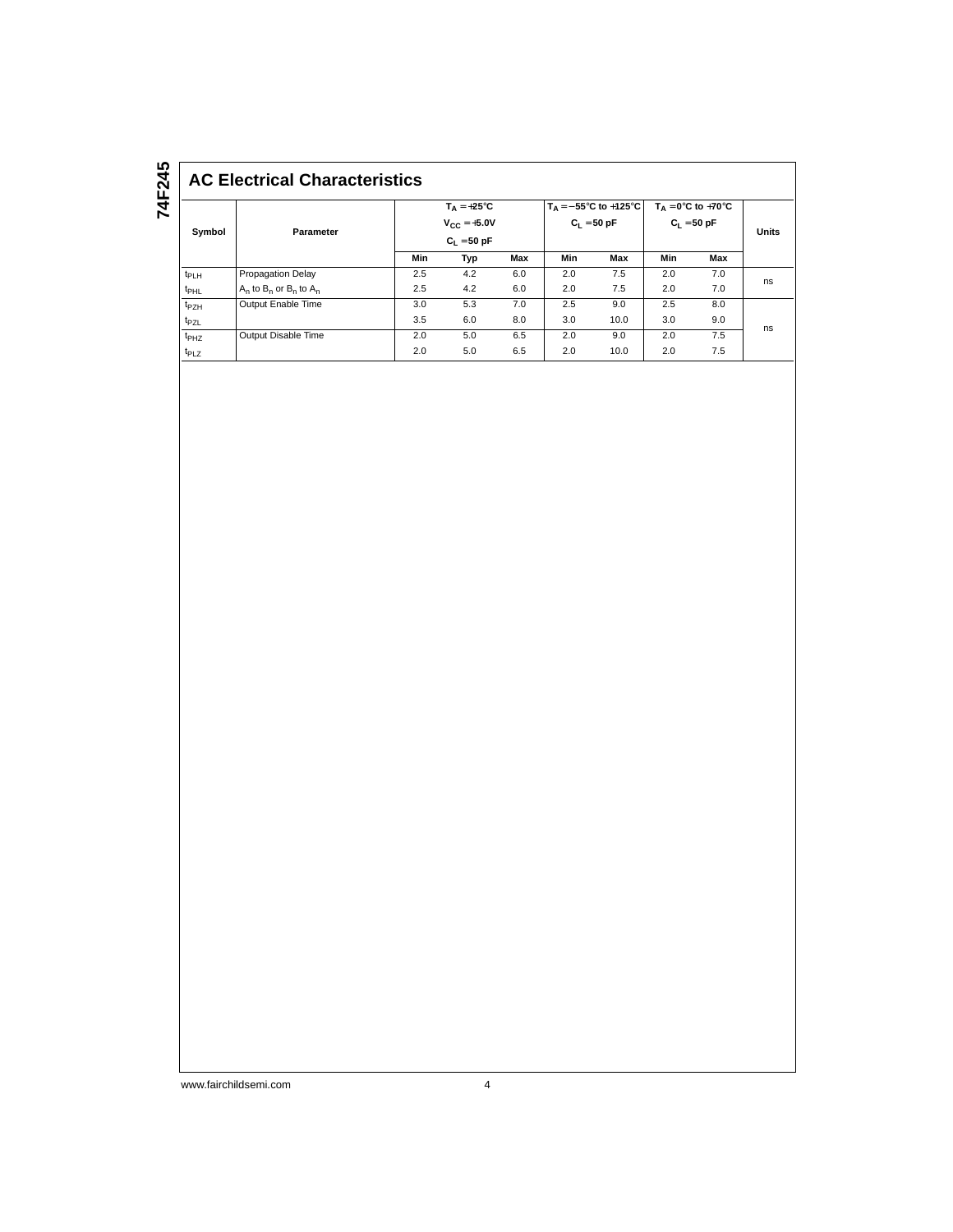## AC Electrical Characteristics

| Symbol | Parameter | $T_A = +25°C$ $V_{CC} = +5.0V$ $C_L = 50$ pF | | | $T_A = -55°C$ to $+125°C$ $C_L = 50$ pF | | $T_A = 0°C$ to $+70°C$ $C_L = 50$ pF | | Units |
|---|---|---|---|---|---|---|---|---|---|
| | | Min | Typ | Max | Min | Max | Min | Max | |
| $t_{PLH}$ | Propagation Delay | 2.5 | 4.2 | 6.0 | 2.0 | 7.5 | 2.0 | 7.0 | ns |
| $t_{PHL}$ | $A_n$ to $B_n$ or $B_n$ to $A_n$ | 2.5 | 4.2 | 6.0 | 2.0 | 7.5 | 2.0 | 7.0 | |
| $t_{PZH}$ | Output Enable Time | 3.0 | 5.3 | 7.0 | 2.5 | 9.0 | 2.5 | 8.0 | ns |
| $t_{PZL}$ | | 3.5 | 6.0 | 8.0 | 3.0 | 10.0 | 3.0 | 9.0 | |
| $t_{PHZ}$ | Output Disable Time | 2.0 | 5.0 | 6.5 | 2.0 | 9.0 | 2.0 | 7.5 | |
| $t_{PLZ}$ | | 2.0 | 5.0 | 6.5 | 2.0 | 10.0 | 2.0 | 7.5 | |